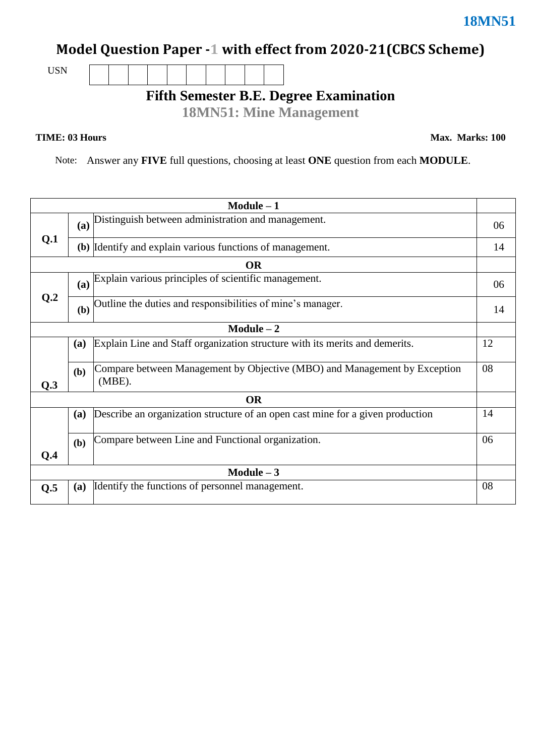18MN51

# Model Question Paper -1 with effect from 2020-21(CBCS Scheme)

USN | | | | | | | | | | |

## Fifth Semester B.E. Degree Examination

## 18MN51: Mine Management

**TIME: 03 Hours** **Max. Marks: 100**

Note: Answer any **FIVE** full questions, choosing at least **ONE** question from each **MODULE**.

| | | | |
|---|---|---|---|
| | | **Module – 1** | |
| **Q.1** | **(a)** | Distinguish between administration and management. | 06 |
| | **(b)** | Identify and explain various functions of management. | 14 |
| | | **OR** | |
| **Q.2** | **(a)** | Explain various principles of scientific management. | 06 |
| | **(b)** | Outline the duties and responsibilities of mine's manager. | 14 |
| | | **Module – 2** | |
| **Q.3** | **(a)** | Explain Line and Staff organization structure with its merits and demerits. | 12 |
| | **(b)** | Compare between Management by Objective (MBO) and Management by Exception (MBE). | 08 |
| | | **OR** | |
| **Q.4** | **(a)** | Describe an organization structure of an open cast mine for a given production | 14 |
| | **(b)** | Compare between Line and Functional organization. | 06 |
| | | **Module – 3** | |
| **Q.5** | **(a)** | Identify the functions of personnel management. | 08 |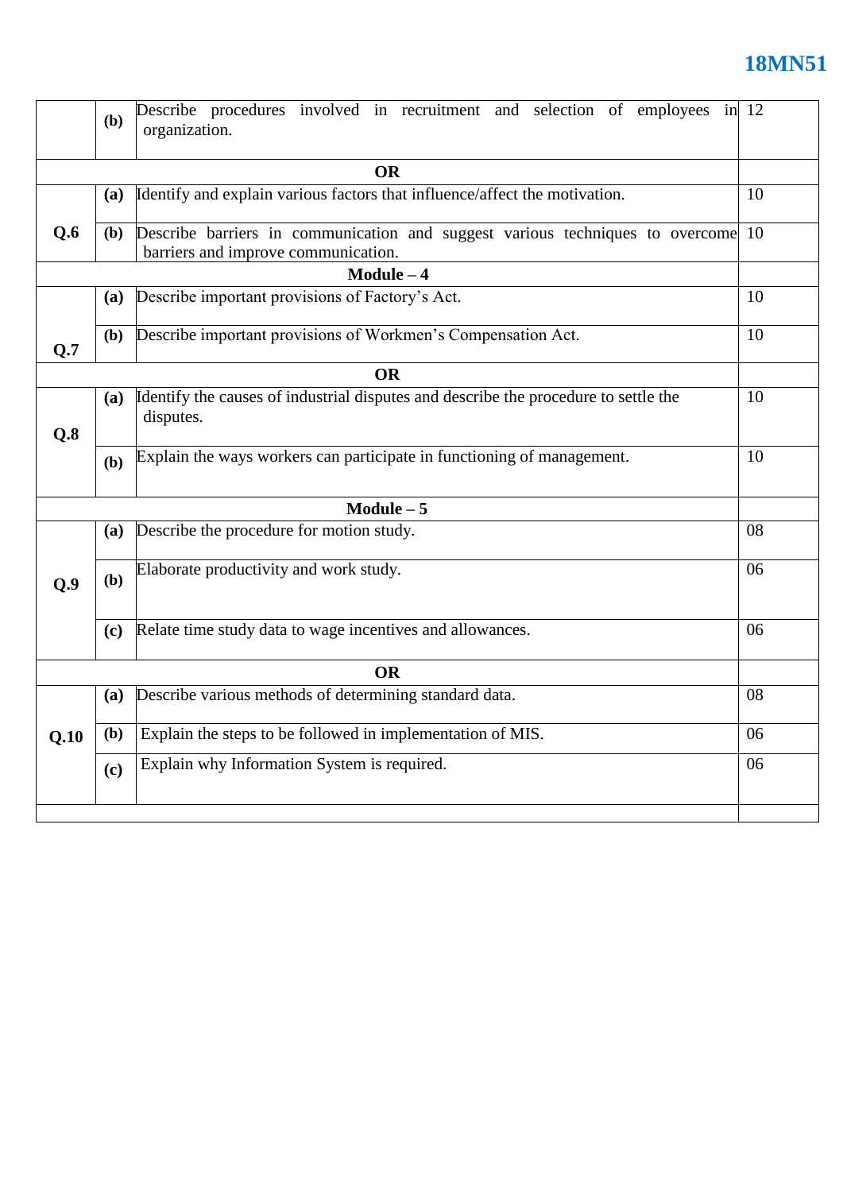|  |  |  |  |
|---|---|---|---|
|  | **(b)** | Describe procedures involved in recruitment and selection of employees in organization. | 12 |
| **OR** | | | |
| **Q.6** | **(a)** | Identify and explain various factors that influence/affect the motivation. | 10 |
|  | **(b)** | Describe barriers in communication and suggest various techniques to overcome barriers and improve communication. | 10 |
| **Module – 4** | | | |
| **Q.7** | **(a)** | Describe important provisions of Factory's Act. | 10 |
|  | **(b)** | Describe important provisions of Workmen's Compensation Act. | 10 |
| **OR** | | | |
| **Q.8** | **(a)** | Identify the causes of industrial disputes and describe the procedure to settle the disputes. | 10 |
|  | **(b)** | Explain the ways workers can participate in functioning of management. | 10 |
| **Module – 5** | | | |
| **Q.9** | **(a)** | Describe the procedure for motion study. | 08 |
|  | **(b)** | Elaborate productivity and work study. | 06 |
|  | **(c)** | Relate time study data to wage incentives and allowances. | 06 |
| **OR** | | | |
| **Q.10** | **(a)** | Describe various methods of determining standard data. | 08 |
|  | **(b)** | Explain the steps to be followed in implementation of MIS. | 06 |
|  | **(c)** | Explain why Information System is required. | 06 |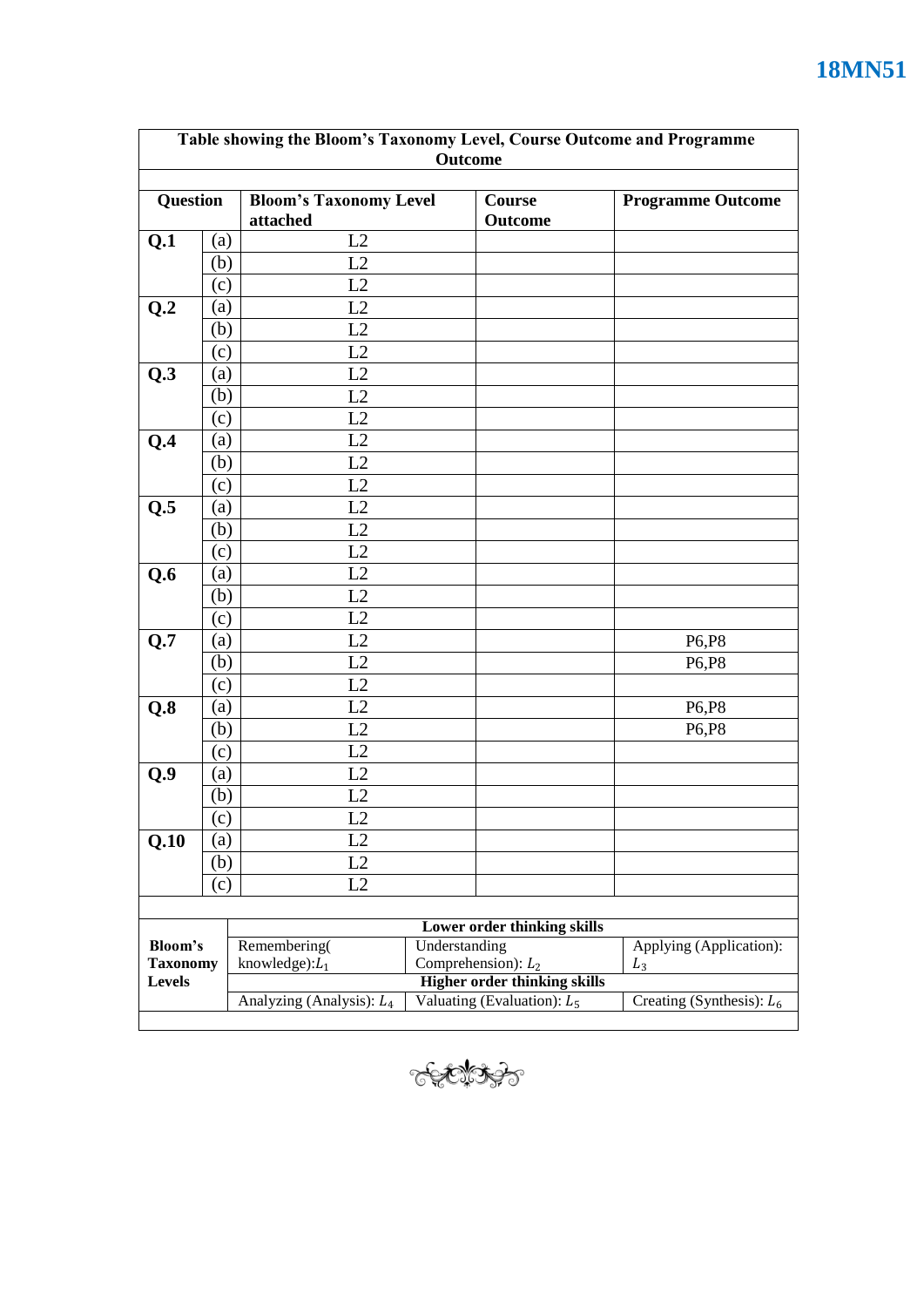**Table showing the Bloom's Taxonomy Level, Course Outcome and Programme Outcome**

| Question | | Bloom's Taxonomy Level attached | Course Outcome | Programme Outcome |
|---|---|---|---|---|
| **Q.1** | (a) | L2 | | |
| | (b) | L2 | | |
| | (c) | L2 | | |
| **Q.2** | (a) | L2 | | |
| | (b) | L2 | | |
| | (c) | L2 | | |
| **Q.3** | (a) | L2 | | |
| | (b) | L2 | | |
| | (c) | L2 | | |
| **Q.4** | (a) | L2 | | |
| | (b) | L2 | | |
| | (c) | L2 | | |
| **Q.5** | (a) | L2 | | |
| | (b) | L2 | | |
| | (c) | L2 | | |
| **Q.6** | (a) | L2 | | |
| | (b) | L2 | | |
| | (c) | L2 | | |
| **Q.7** | (a) | L2 | | P6,P8 |
| | (b) | L2 | | P6,P8 |
| | (c) | L2 | | |
| **Q.8** | (a) | L2 | | P6,P8 |
| | (b) | L2 | | P6,P8 |
| | (c) | L2 | | |
| **Q.9** | (a) | L2 | | |
| | (b) | L2 | | |
| | (c) | L2 | | |
| **Q.10** | (a) | L2 | | |
| | (b) | L2 | | |
| | (c) | L2 | | |

| | | | |
|---|---|---|---|
| **Bloom's Taxonomy Levels** | **Lower order thinking skills** | | |
| | Remembering( knowledge):$L_1$ | Understanding Comprehension): $L_2$ | Applying (Application): $L_3$ |
| | **Higher order thinking skills** | | |
| | Analyzing (Analysis): $L_4$ | Valuating (Evaluation): $L_5$ | Creating (Synthesis): $L_6$ |